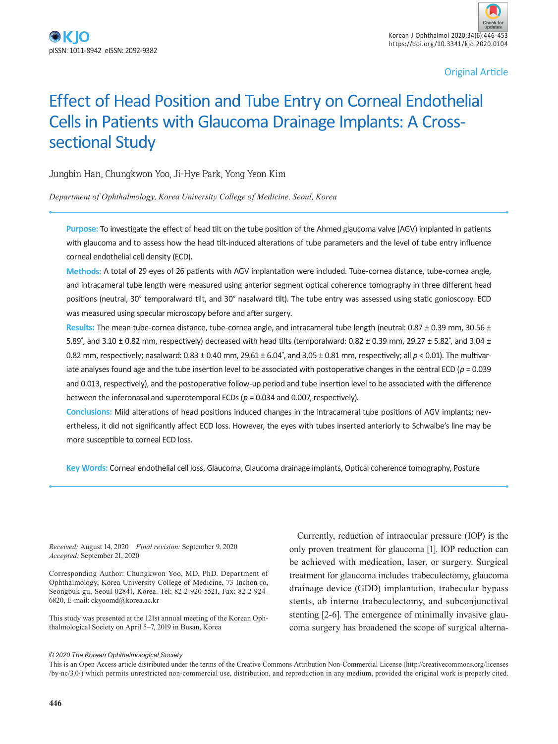Original Article

# Effect of Head Position and Tube Entry on Corneal Endothelial Cells in Patients with Glaucoma Drainage Implants: A Cross-sectional Study

Jungbin Han, Chungkwon Yoo, Ji-Hye Park, Yong Yeon Kim

*Department of Ophthalmology, Korea University College of Medicine, Seoul, Korea*

**Purpose:** To investigate the effect of head tilt on the tube position of the Ahmed glaucoma valve (AGV) implanted in patients with glaucoma and to assess how the head tilt-induced alterations of tube parameters and the level of tube entry influence corneal endothelial cell density (ECD).

**Methods:** A total of 29 eyes of 26 patients with AGV implantation were included. Tube-cornea distance, tube-cornea angle, and intracameral tube length were measured using anterior segment optical coherence tomography in three different head positions (neutral, 30° temporalward tilt, and 30° nasalward tilt). The tube entry was assessed using static gonioscopy. ECD was measured using specular microscopy before and after surgery.

**Results:** The mean tube-cornea distance, tube-cornea angle, and intracameral tube length (neutral: 0.87 ± 0.39 mm, 30.56 ± 5.89°, and 3.10 ± 0.82 mm, respectively) decreased with head tilts (temporalward: 0.82 ± 0.39 mm, 29.27 ± 5.82°, and 3.04 ± 0.82 mm, respectively; nasalward: 0.83 ± 0.40 mm, 29.61 ± 6.04°, and 3.05 ± 0.81 mm, respectively; all $p < 0.01$). The multivariate analyses found age and the tube insertion level to be associated with postoperative changes in the central ECD ($p = 0.039$ and 0.013, respectively), and the postoperative follow-up period and tube insertion level to be associated with the difference between the inferonasal and superotemporal ECDs ($p = 0.034$ and 0.007, respectively).

**Conclusions:** Mild alterations of head positions induced changes in the intracameral tube positions of AGV implants; nevertheless, it did not significantly affect ECD loss. However, the eyes with tubes inserted anteriorly to Schwalbe's line may be more susceptible to corneal ECD loss.

**Key Words:** Corneal endothelial cell loss, Glaucoma, Glaucoma drainage implants, Optical coherence tomography, Posture

*Received:* August 14, 2020 *Final revision:* September 9, 2020
*Accepted:* September 21, 2020

Corresponding Author: Chungkwon Yoo, MD, PhD. Department of Ophthalmology, Korea University College of Medicine, 73 Inchon-ro, Seongbuk-gu, Seoul 02841, Korea. Tel: 82-2-920-5521, Fax: 82-2-924-6820, E-mail: ckyoomd@korea.ac.kr

This study was presented at the 121st annual meeting of the Korean Ophthalmological Society on April 5–7, 2019 in Busan, Korea

Currently, reduction of intraocular pressure (IOP) is the only proven treatment for glaucoma [1]. IOP reduction can be achieved with medication, laser, or surgery. Surgical treatment for glaucoma includes trabeculectomy, glaucoma drainage device (GDD) implantation, trabecular bypass stents, ab interno trabeculectomy, and subconjunctival stenting [2-6]. The emergence of minimally invasive glaucoma surgery has broadened the scope of surgical alterna-

© 2020 The Korean Ophthalmological Society

This is an Open Access article distributed under the terms of the Creative Commons Attribution Non-Commercial License (http://creativecommons.org/licenses/by-nc/3.0/) which permits unrestricted non-commercial use, distribution, and reproduction in any medium, provided the original work is properly cited.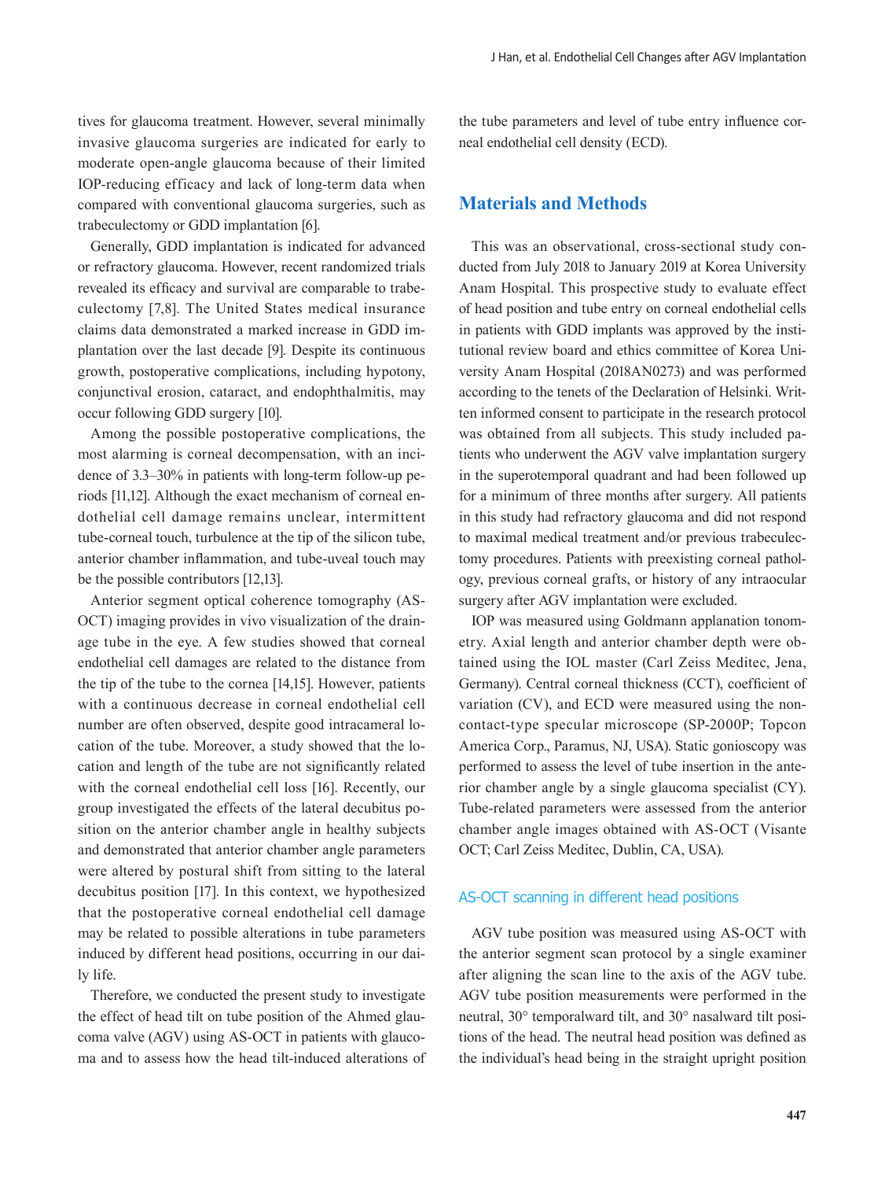tives for glaucoma treatment. However, several minimally invasive glaucoma surgeries are indicated for early to moderate open-angle glaucoma because of their limited IOP-reducing efficacy and lack of long-term data when compared with conventional glaucoma surgeries, such as trabeculectomy or GDD implantation [6].

Generally, GDD implantation is indicated for advanced or refractory glaucoma. However, recent randomized trials revealed its efficacy and survival are comparable to trabeculectomy [7,8]. The United States medical insurance claims data demonstrated a marked increase in GDD implantation over the last decade [9]. Despite its continuous growth, postoperative complications, including hypotony, conjunctival erosion, cataract, and endophthalmitis, may occur following GDD surgery [10].

Among the possible postoperative complications, the most alarming is corneal decompensation, with an incidence of 3.3–30% in patients with long-term follow-up periods [11,12]. Although the exact mechanism of corneal endothelial cell damage remains unclear, intermittent tube-corneal touch, turbulence at the tip of the silicon tube, anterior chamber inflammation, and tube-uveal touch may be the possible contributors [12,13].

Anterior segment optical coherence tomography (AS-OCT) imaging provides in vivo visualization of the drainage tube in the eye. A few studies showed that corneal endothelial cell damages are related to the distance from the tip of the tube to the cornea [14,15]. However, patients with a continuous decrease in corneal endothelial cell number are often observed, despite good intracameral location of the tube. Moreover, a study showed that the location and length of the tube are not significantly related with the corneal endothelial cell loss [16]. Recently, our group investigated the effects of the lateral decubitus position on the anterior chamber angle in healthy subjects and demonstrated that anterior chamber angle parameters were altered by postural shift from sitting to the lateral decubitus position [17]. In this context, we hypothesized that the postoperative corneal endothelial cell damage may be related to possible alterations in tube parameters induced by different head positions, occurring in our daily life.

Therefore, we conducted the present study to investigate the effect of head tilt on tube position of the Ahmed glaucoma valve (AGV) using AS-OCT in patients with glaucoma and to assess how the head tilt-induced alterations of the tube parameters and level of tube entry influence corneal endothelial cell density (ECD).

## Materials and Methods

This was an observational, cross-sectional study conducted from July 2018 to January 2019 at Korea University Anam Hospital. This prospective study to evaluate effect of head position and tube entry on corneal endothelial cells in patients with GDD implants was approved by the institutional review board and ethics committee of Korea University Anam Hospital (2018AN0273) and was performed according to the tenets of the Declaration of Helsinki. Written informed consent to participate in the research protocol was obtained from all subjects. This study included patients who underwent the AGV valve implantation surgery in the superotemporal quadrant and had been followed up for a minimum of three months after surgery. All patients in this study had refractory glaucoma and did not respond to maximal medical treatment and/or previous trabeculectomy procedures. Patients with preexisting corneal pathology, previous corneal grafts, or history of any intraocular surgery after AGV implantation were excluded.

IOP was measured using Goldmann applanation tonometry. Axial length and anterior chamber depth were obtained using the IOL master (Carl Zeiss Meditec, Jena, Germany). Central corneal thickness (CCT), coefficient of variation (CV), and ECD were measured using the non-contact-type specular microscope (SP-2000P; Topcon America Corp., Paramus, NJ, USA). Static gonioscopy was performed to assess the level of tube insertion in the anterior chamber angle by a single glaucoma specialist (CY). Tube-related parameters were assessed from the anterior chamber angle images obtained with AS-OCT (Visante OCT; Carl Zeiss Meditec, Dublin, CA, USA).

### AS-OCT scanning in different head positions

AGV tube position was measured using AS-OCT with the anterior segment scan protocol by a single examiner after aligning the scan line to the axis of the AGV tube. AGV tube position measurements were performed in the neutral, 30° temporalward tilt, and 30° nasalward tilt positions of the head. The neutral head position was defined as the individual's head being in the straight upright position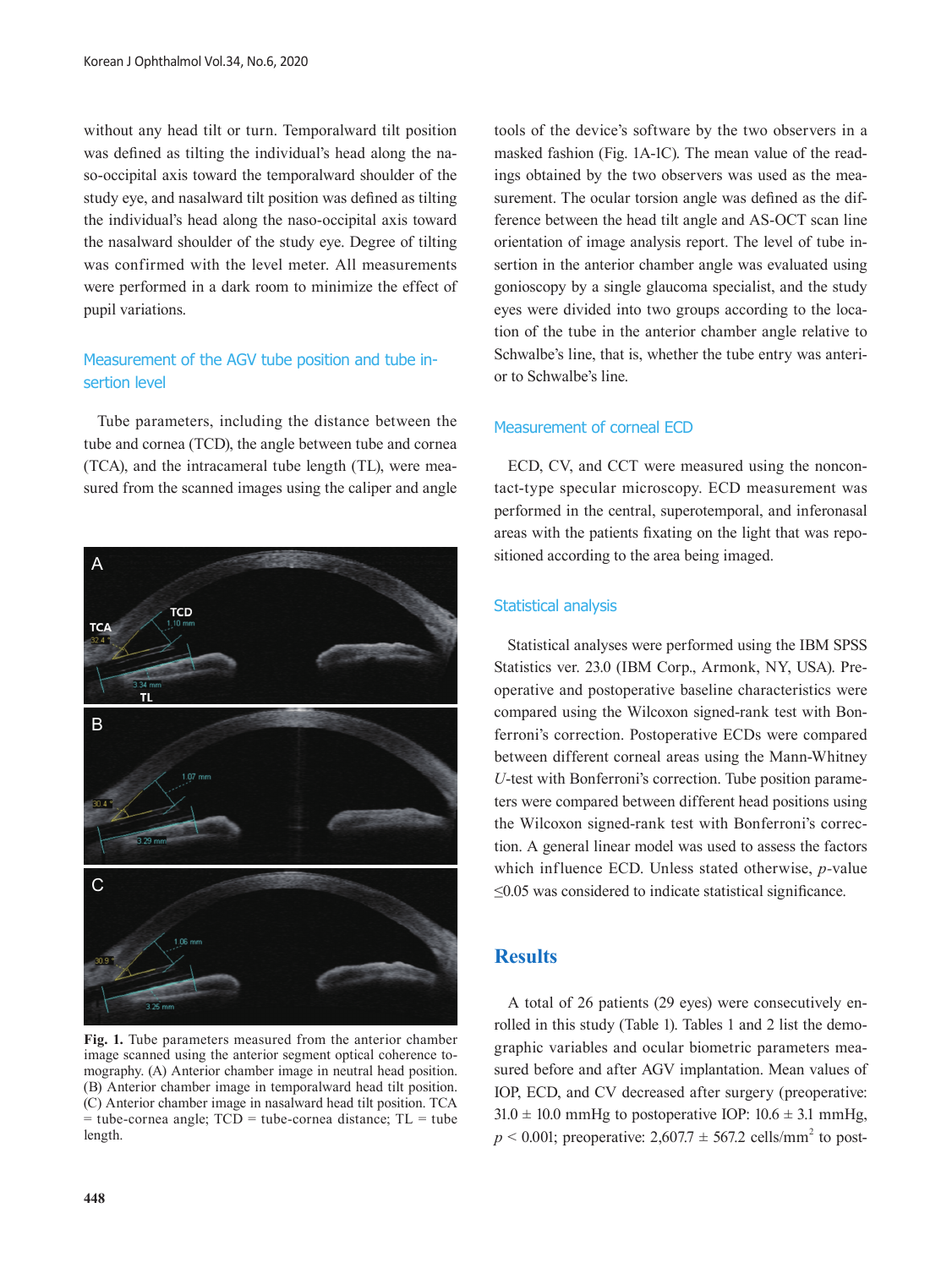without any head tilt or turn. Temporalward tilt position was defined as tilting the individual's head along the naso-occipital axis toward the temporalward shoulder of the study eye, and nasalward tilt position was defined as tilting the individual's head along the naso-occipital axis toward the nasalward shoulder of the study eye. Degree of tilting was confirmed with the level meter. All measurements were performed in a dark room to minimize the effect of pupil variations.

### Measurement of the AGV tube position and tube insertion level

Tube parameters, including the distance between the tube and cornea (TCD), the angle between tube and cornea (TCA), and the intracameral tube length (TL), were measured from the scanned images using the caliper and angle tools of the device's software by the two observers in a masked fashion (Fig. 1A-1C). The mean value of the readings obtained by the two observers was used as the measurement. The ocular torsion angle was defined as the difference between the head tilt angle and AS-OCT scan line orientation of image analysis report. The level of tube insertion in the anterior chamber angle was evaluated using gonioscopy by a single glaucoma specialist, and the study eyes were divided into two groups according to the location of the tube in the anterior chamber angle relative to Schwalbe's line, that is, whether the tube entry was anterior to Schwalbe's line.

**Fig. 1.** Tube parameters measured from the anterior chamber image scanned using the anterior segment optical coherence tomography. (A) Anterior chamber image in neutral head position. (B) Anterior chamber image in temporalward head tilt position. (C) Anterior chamber image in nasalward head tilt position. TCA = tube-cornea angle; TCD = tube-cornea distance; TL = tube length.

### Measurement of corneal ECD

ECD, CV, and CCT were measured using the noncontact-type specular microscopy. ECD measurement was performed in the central, superotemporal, and inferonasal areas with the patients fixating on the light that was repositioned according to the area being imaged.

### Statistical analysis

Statistical analyses were performed using the IBM SPSS Statistics ver. 23.0 (IBM Corp., Armonk, NY, USA). Preoperative and postoperative baseline characteristics were compared using the Wilcoxon signed-rank test with Bonferroni's correction. Postoperative ECDs were compared between different corneal areas using the Mann-Whitney *U*-test with Bonferroni's correction. Tube position parameters were compared between different head positions using the Wilcoxon signed-rank test with Bonferroni's correction. A general linear model was used to assess the factors which influence ECD. Unless stated otherwise, $p$-value $\leq 0.05$ was considered to indicate statistical significance.

## Results

A total of 26 patients (29 eyes) were consecutively enrolled in this study (Table 1). Tables 1 and 2 list the demographic variables and ocular biometric parameters measured before and after AGV implantation. Mean values of IOP, ECD, and CV decreased after surgery (preoperative: $31.0 \pm 10.0$ mmHg to postoperative IOP: $10.6 \pm 3.1$ mmHg, $p < 0.001$; preoperative: $2{,}607.7 \pm 567.2$ cells/mm$^2$ to post-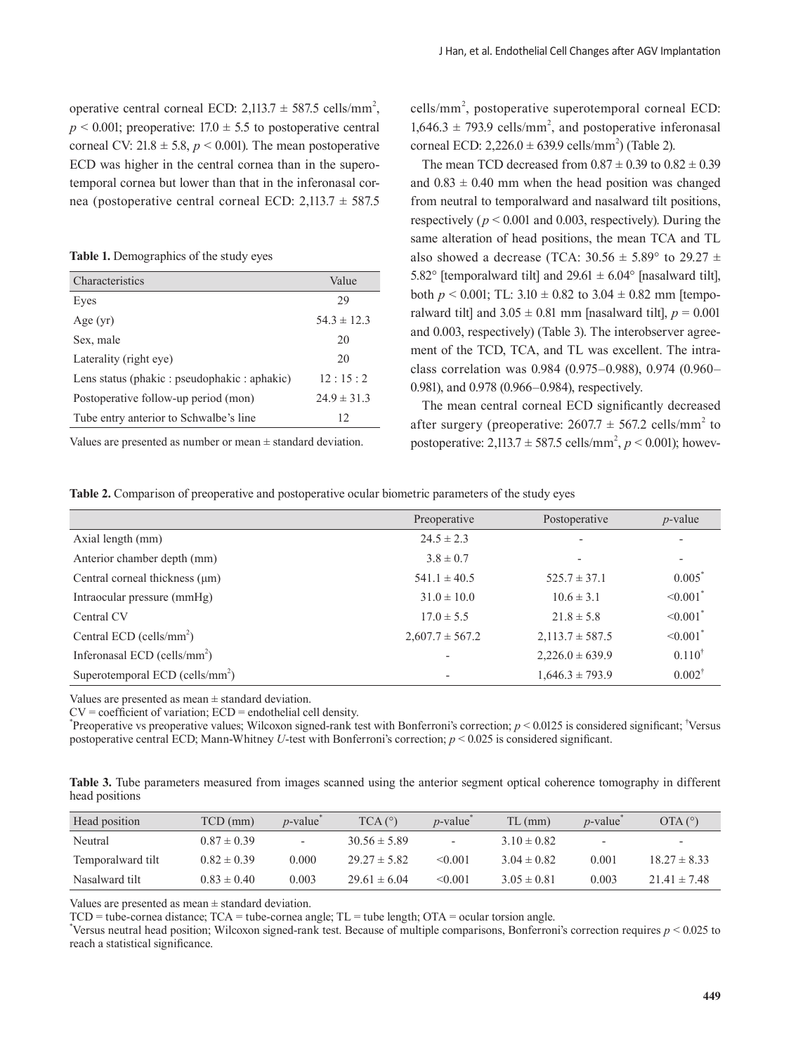operative central corneal ECD: 2,113.7 ± 587.5 cells/mm$^2$, $p < 0.001$; preoperative: 17.0 ± 5.5 to postoperative central corneal CV: 21.8 ± 5.8, $p < 0.001$). The mean postoperative ECD was higher in the central cornea than in the superotemporal cornea but lower than that in the inferonasal cornea (postoperative central corneal ECD: 2,113.7 ± 587.5 cells/mm$^2$, postoperative superotemporal corneal ECD: 1,646.3 ± 793.9 cells/mm$^2$, and postoperative inferonasal corneal ECD: 2,226.0 ± 639.9 cells/mm$^2$) (Table 2).

**Table 1.** Demographics of the study eyes

| Characteristics | Value |
| --- | --- |
| Eyes | 29 |
| Age (yr) | 54.3 ± 12.3 |
| Sex, male | 20 |
| Laterality (right eye) | 20 |
| Lens status (phakic : pseudophakic : aphakic) | 12 : 15 : 2 |
| Postoperative follow-up period (mon) | 24.9 ± 31.3 |
| Tube entry anterior to Schwalbe's line | 12 |

Values are presented as number or mean ± standard deviation.

The mean TCD decreased from 0.87 ± 0.39 to 0.82 ± 0.39 and 0.83 ± 0.40 mm when the head position was changed from neutral to temporalward and nasalward tilt positions, respectively ($p < 0.001$ and 0.003, respectively). During the same alteration of head positions, the mean TCA and TL also showed a decrease (TCA: 30.56 ± 5.89° to 29.27 ± 5.82° [temporalward tilt] and 29.61 ± 6.04° [nasalward tilt], both $p < 0.001$; TL: 3.10 ± 0.82 to 3.04 ± 0.82 mm [temporalward tilt] and 3.05 ± 0.81 mm [nasalward tilt], $p = 0.001$ and 0.003, respectively) (Table 3). The interobserver agreement of the TCD, TCA, and TL was excellent. The intraclass correlation was 0.984 (0.975–0.988), 0.974 (0.960–0.981), and 0.978 (0.966–0.984), respectively.

The mean central corneal ECD significantly decreased after surgery (preoperative: 2607.7 ± 567.2 cells/mm$^2$ to postoperative: 2,113.7 ± 587.5 cells/mm$^2$, $p < 0.001$); howev-

**Table 2.** Comparison of preoperative and postoperative ocular biometric parameters of the study eyes

| | Preoperative | Postoperative | $p$-value |
| --- | --- | --- | --- |
| Axial length (mm) | 24.5 ± 2.3 | - | - |
| Anterior chamber depth (mm) | 3.8 ± 0.7 | - | - |
| Central corneal thickness (μm) | 541.1 ± 40.5 | 525.7 ± 37.1 | 0.005* |
| Intraocular pressure (mmHg) | 31.0 ± 10.0 | 10.6 ± 3.1 | <0.001* |
| Central CV | 17.0 ± 5.5 | 21.8 ± 5.8 | <0.001* |
| Central ECD (cells/mm$^2$) | 2,607.7 ± 567.2 | 2,113.7 ± 587.5 | <0.001* |
| Inferonasal ECD (cells/mm$^2$) | - | 2,226.0 ± 639.9 | 0.110† |
| Superotemporal ECD (cells/mm$^2$) | - | 1,646.3 ± 793.9 | 0.002† |

Values are presented as mean ± standard deviation.
CV = coefficient of variation; ECD = endothelial cell density.
*Preoperative vs preoperative values; Wilcoxon signed-rank test with Bonferroni's correction; $p < 0.0125$ is considered significant; †Versus postoperative central ECD; Mann-Whitney $U$-test with Bonferroni's correction; $p < 0.025$ is considered significant.

**Table 3.** Tube parameters measured from images scanned using the anterior segment optical coherence tomography in different head positions

| Head position | TCD (mm) | $p$-value* | TCA (°) | $p$-value* | TL (mm) | $p$-value* | OTA (°) |
| --- | --- | --- | --- | --- | --- | --- | --- |
| Neutral | 0.87 ± 0.39 | - | 30.56 ± 5.89 | - | 3.10 ± 0.82 | - | - |
| Temporalward tilt | 0.82 ± 0.39 | 0.000 | 29.27 ± 5.82 | <0.001 | 3.04 ± 0.82 | 0.001 | 18.27 ± 8.33 |
| Nasalward tilt | 0.83 ± 0.40 | 0.003 | 29.61 ± 6.04 | <0.001 | 3.05 ± 0.81 | 0.003 | 21.41 ± 7.48 |

Values are presented as mean ± standard deviation.
TCD = tube-cornea distance; TCA = tube-cornea angle; TL = tube length; OTA = ocular torsion angle.
*Versus neutral head position; Wilcoxon signed-rank test. Because of multiple comparisons, Bonferroni's correction requires $p < 0.025$ to reach a statistical significance.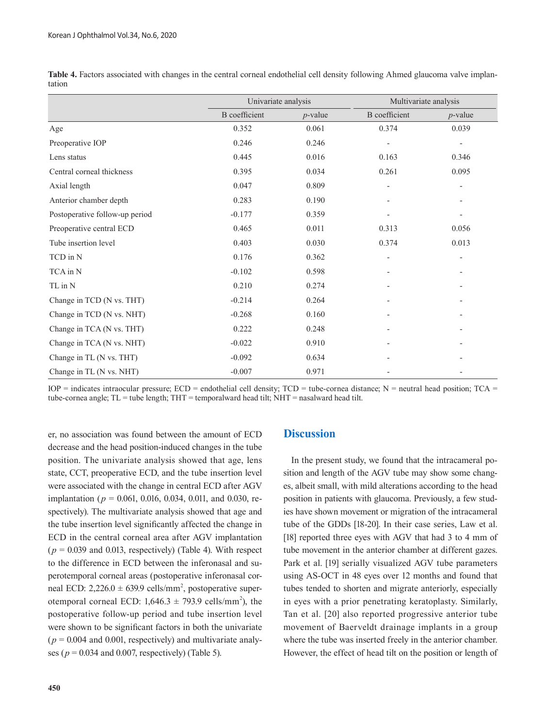**Table 4.** Factors associated with changes in the central corneal endothelial cell density following Ahmed glaucoma valve implantation

| | Univariate analysis | | Multivariate analysis | |
|---|---|---|---|---|
| | B coefficient | *p*-value | B coefficient | *p*-value |
| Age | 0.352 | 0.061 | 0.374 | 0.039 |
| Preoperative IOP | 0.246 | 0.246 | - | - |
| Lens status | 0.445 | 0.016 | 0.163 | 0.346 |
| Central corneal thickness | 0.395 | 0.034 | 0.261 | 0.095 |
| Axial length | 0.047 | 0.809 | - | - |
| Anterior chamber depth | 0.283 | 0.190 | - | - |
| Postoperative follow-up period | -0.177 | 0.359 | - | - |
| Preoperative central ECD | 0.465 | 0.011 | 0.313 | 0.056 |
| Tube insertion level | 0.403 | 0.030 | 0.374 | 0.013 |
| TCD in N | 0.176 | 0.362 | - | - |
| TCA in N | -0.102 | 0.598 | - | - |
| TL in N | 0.210 | 0.274 | - | - |
| Change in TCD (N vs. THT) | -0.214 | 0.264 | - | - |
| Change in TCD (N vs. NHT) | -0.268 | 0.160 | - | - |
| Change in TCA (N vs. THT) | 0.222 | 0.248 | - | - |
| Change in TCA (N vs. NHT) | -0.022 | 0.910 | - | - |
| Change in TL (N vs. THT) | -0.092 | 0.634 | - | - |
| Change in TL (N vs. NHT) | -0.007 | 0.971 | - | - |

IOP = indicates intraocular pressure; ECD = endothelial cell density; TCD = tube-cornea distance; N = neutral head position; TCA = tube-cornea angle; TL = tube length; THT = temporalward head tilt; NHT = nasalward head tilt.

er, no association was found between the amount of ECD decrease and the head position-induced changes in the tube position. The univariate analysis showed that age, lens state, CCT, preoperative ECD, and the tube insertion level were associated with the change in central ECD after AGV implantation ($p$ = 0.061, 0.016, 0.034, 0.011, and 0.030, respectively). The multivariate analysis showed that age and the tube insertion level significantly affected the change in ECD in the central corneal area after AGV implantation ($p$ = 0.039 and 0.013, respectively) (Table 4). With respect to the difference in ECD between the inferonasal and superotemporal corneal areas (postoperative inferonasal corneal ECD: 2,226.0 ± 639.9 cells/mm$^2$, postoperative superotemporal corneal ECD: 1,646.3 ± 793.9 cells/mm$^2$), the postoperative follow-up period and tube insertion level were shown to be significant factors in both the univariate ($p$ = 0.004 and 0.001, respectively) and multivariate analyses ($p$ = 0.034 and 0.007, respectively) (Table 5).

## Discussion

In the present study, we found that the intracameral position and length of the AGV tube may show some changes, albeit small, with mild alterations according to the head position in patients with glaucoma. Previously, a few studies have shown movement or migration of the intracameral tube of the GDDs [18-20]. In their case series, Law et al. [18] reported three eyes with AGV that had 3 to 4 mm of tube movement in the anterior chamber at different gazes. Park et al. [19] serially visualized AGV tube parameters using AS-OCT in 48 eyes over 12 months and found that tubes tended to shorten and migrate anteriorly, especially in eyes with a prior penetrating keratoplasty. Similarly, Tan et al. [20] also reported progressive anterior tube movement of Baerveldt drainage implants in a group where the tube was inserted freely in the anterior chamber. However, the effect of head tilt on the position or length of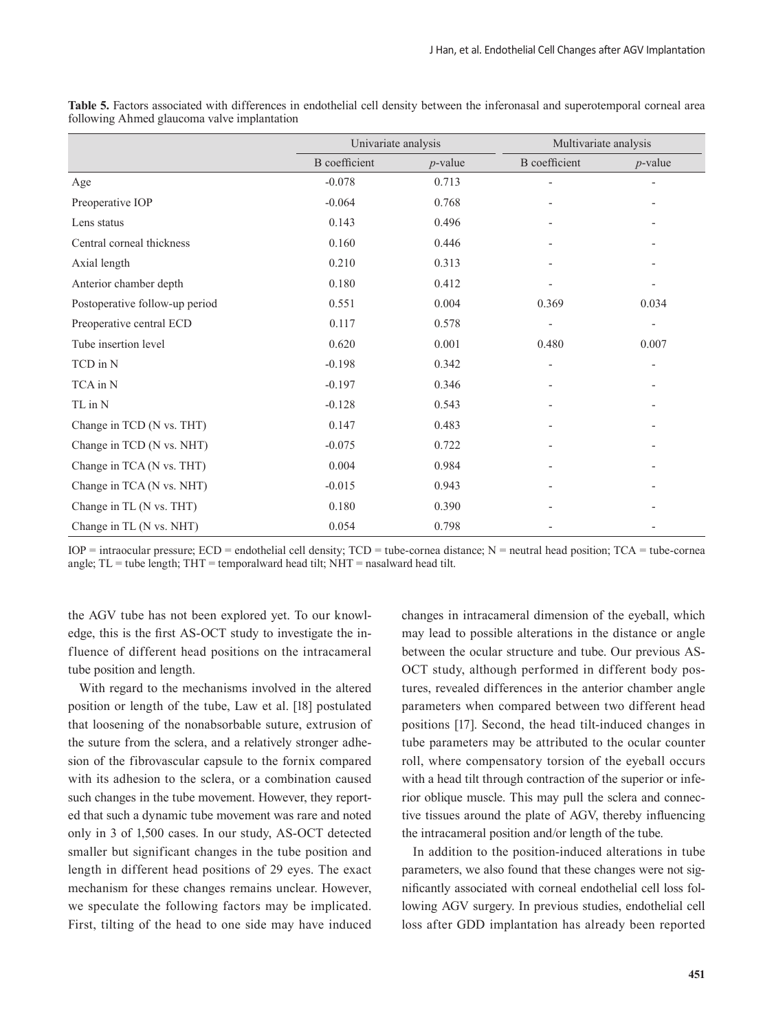**Table 5.** Factors associated with differences in endothelial cell density between the inferonasal and superotemporal corneal area following Ahmed glaucoma valve implantation

| | Univariate analysis | | Multivariate analysis | |
|---|---|---|---|---|
| | B coefficient | *p*-value | B coefficient | *p*-value |
| Age | -0.078 | 0.713 | - | - |
| Preoperative IOP | -0.064 | 0.768 | - | - |
| Lens status | 0.143 | 0.496 | - | - |
| Central corneal thickness | 0.160 | 0.446 | - | - |
| Axial length | 0.210 | 0.313 | - | - |
| Anterior chamber depth | 0.180 | 0.412 | - | - |
| Postoperative follow-up period | 0.551 | 0.004 | 0.369 | 0.034 |
| Preoperative central ECD | 0.117 | 0.578 | - | - |
| Tube insertion level | 0.620 | 0.001 | 0.480 | 0.007 |
| TCD in N | -0.198 | 0.342 | - | - |
| TCA in N | -0.197 | 0.346 | - | - |
| TL in N | -0.128 | 0.543 | - | - |
| Change in TCD (N vs. THT) | 0.147 | 0.483 | - | - |
| Change in TCD (N vs. NHT) | -0.075 | 0.722 | - | - |
| Change in TCA (N vs. THT) | 0.004 | 0.984 | - | - |
| Change in TCA (N vs. NHT) | -0.015 | 0.943 | - | - |
| Change in TL (N vs. THT) | 0.180 | 0.390 | - | - |
| Change in TL (N vs. NHT) | 0.054 | 0.798 | - | - |

IOP = intraocular pressure; ECD = endothelial cell density; TCD = tube-cornea distance; N = neutral head position; TCA = tube-cornea angle; TL = tube length; THT = temporalward head tilt; NHT = nasalward head tilt.

the AGV tube has not been explored yet. To our knowledge, this is the first AS-OCT study to investigate the influence of different head positions on the intracameral tube position and length.

With regard to the mechanisms involved in the altered position or length of the tube, Law et al. [18] postulated that loosening of the nonabsorbable suture, extrusion of the suture from the sclera, and a relatively stronger adhesion of the fibrovascular capsule to the fornix compared with its adhesion to the sclera, or a combination caused such changes in the tube movement. However, they reported that such a dynamic tube movement was rare and noted only in 3 of 1,500 cases. In our study, AS-OCT detected smaller but significant changes in the tube position and length in different head positions of 29 eyes. The exact mechanism for these changes remains unclear. However, we speculate the following factors may be implicated. First, tilting of the head to one side may have induced changes in intracameral dimension of the eyeball, which may lead to possible alterations in the distance or angle between the ocular structure and tube. Our previous AS-OCT study, although performed in different body postures, revealed differences in the anterior chamber angle parameters when compared between two different head positions [17]. Second, the head tilt-induced changes in tube parameters may be attributed to the ocular counter roll, where compensatory torsion of the eyeball occurs with a head tilt through contraction of the superior or inferior oblique muscle. This may pull the sclera and connective tissues around the plate of AGV, thereby influencing the intracameral position and/or length of the tube.

In addition to the position-induced alterations in tube parameters, we also found that these changes were not significantly associated with corneal endothelial cell loss following AGV surgery. In previous studies, endothelial cell loss after GDD implantation has already been reported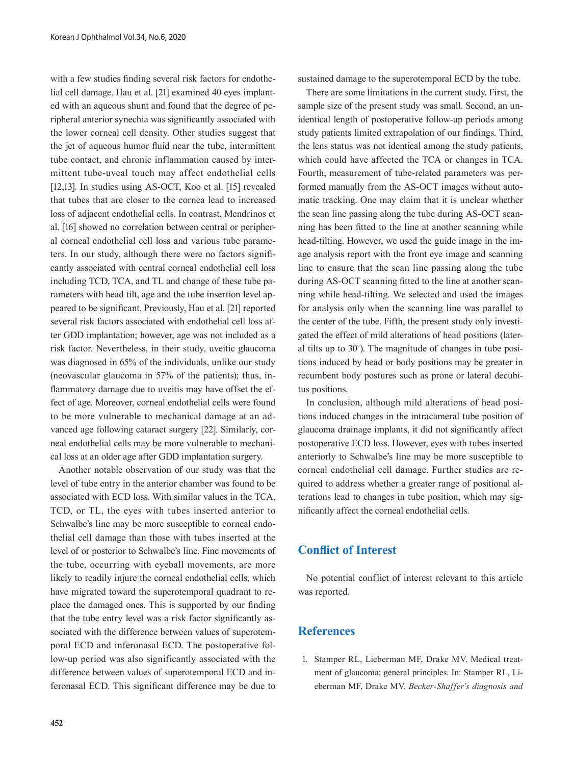with a few studies finding several risk factors for endothelial cell damage. Hau et al. [21] examined 40 eyes implanted with an aqueous shunt and found that the degree of peripheral anterior synechia was significantly associated with the lower corneal cell density. Other studies suggest that the jet of aqueous humor fluid near the tube, intermittent tube contact, and chronic inflammation caused by intermittent tube-uveal touch may affect endothelial cells [12,13]. In studies using AS-OCT, Koo et al. [15] revealed that tubes that are closer to the cornea lead to increased loss of adjacent endothelial cells. In contrast, Mendrinos et al. [16] showed no correlation between central or peripheral corneal endothelial cell loss and various tube parameters. In our study, although there were no factors significantly associated with central corneal endothelial cell loss including TCD, TCA, and TL and change of these tube parameters with head tilt, age and the tube insertion level appeared to be significant. Previously, Hau et al. [21] reported several risk factors associated with endothelial cell loss after GDD implantation; however, age was not included as a risk factor. Nevertheless, in their study, uveitic glaucoma was diagnosed in 65% of the individuals, unlike our study (neovascular glaucoma in 57% of the patients); thus, inflammatory damage due to uveitis may have offset the effect of age. Moreover, corneal endothelial cells were found to be more vulnerable to mechanical damage at an advanced age following cataract surgery [22]. Similarly, corneal endothelial cells may be more vulnerable to mechanical loss at an older age after GDD implantation surgery.

Another notable observation of our study was that the level of tube entry in the anterior chamber was found to be associated with ECD loss. With similar values in the TCA, TCD, or TL, the eyes with tubes inserted anterior to Schwalbe's line may be more susceptible to corneal endothelial cell damage than those with tubes inserted at the level of or posterior to Schwalbe's line. Fine movements of the tube, occurring with eyeball movements, are more likely to readily injure the corneal endothelial cells, which have migrated toward the superotemporal quadrant to replace the damaged ones. This is supported by our finding that the tube entry level was a risk factor significantly associated with the difference between values of superotemporal ECD and inferonasal ECD. The postoperative follow-up period was also significantly associated with the difference between values of superotemporal ECD and inferonasal ECD. This significant difference may be due to sustained damage to the superotemporal ECD by the tube.

There are some limitations in the current study. First, the sample size of the present study was small. Second, an unidentical length of postoperative follow-up periods among study patients limited extrapolation of our findings. Third, the lens status was not identical among the study patients, which could have affected the TCA or changes in TCA. Fourth, measurement of tube-related parameters was performed manually from the AS-OCT images without automatic tracking. One may claim that it is unclear whether the scan line passing along the tube during AS-OCT scanning has been fitted to the line at another scanning while head-tilting. However, we used the guide image in the image analysis report with the front eye image and scanning line to ensure that the scan line passing along the tube during AS-OCT scanning fitted to the line at another scanning while head-tilting. We selected and used the images for analysis only when the scanning line was parallel to the center of the tube. Fifth, the present study only investigated the effect of mild alterations of head positions (lateral tilts up to 30°). The magnitude of changes in tube positions induced by head or body positions may be greater in recumbent body postures such as prone or lateral decubitus positions.

In conclusion, although mild alterations of head positions induced changes in the intracameral tube position of glaucoma drainage implants, it did not significantly affect postoperative ECD loss. However, eyes with tubes inserted anteriorly to Schwalbe's line may be more susceptible to corneal endothelial cell damage. Further studies are required to address whether a greater range of positional alterations lead to changes in tube position, which may significantly affect the corneal endothelial cells.

## Conflict of Interest

No potential conflict of interest relevant to this article was reported.

## References

1. Stamper RL, Lieberman MF, Drake MV. Medical treatment of glaucoma: general principles. In: Stamper RL, Lieberman MF, Drake MV. *Becker-Shaffer's diagnosis and*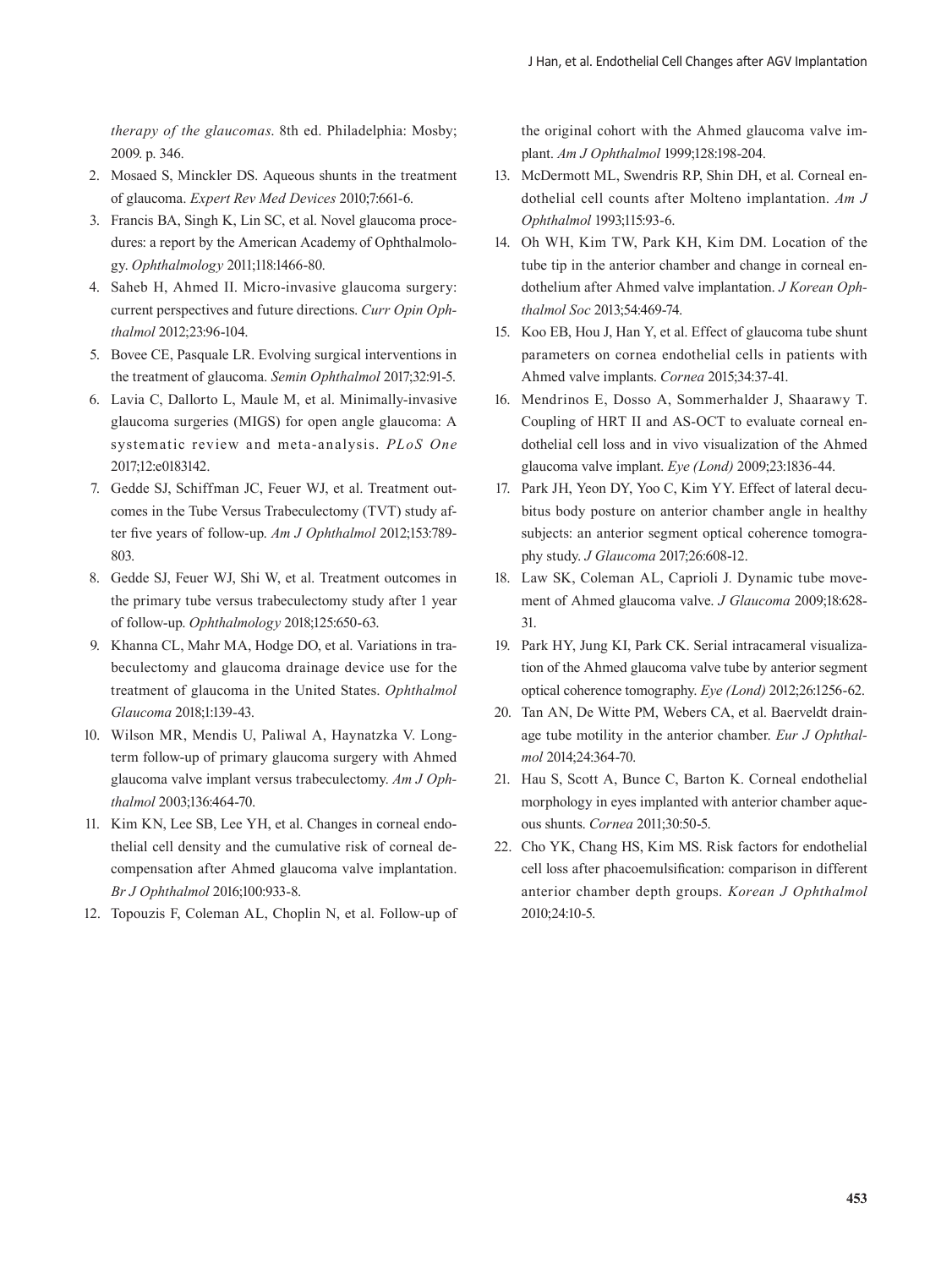*therapy of the glaucomas*. 8th ed. Philadelphia: Mosby; 2009. p. 346.

2. Mosaed S, Minckler DS. Aqueous shunts in the treatment of glaucoma. *Expert Rev Med Devices* 2010;7:661-6.
3. Francis BA, Singh K, Lin SC, et al. Novel glaucoma procedures: a report by the American Academy of Ophthalmology. *Ophthalmology* 2011;118:1466-80.
4. Saheb H, Ahmed II. Micro-invasive glaucoma surgery: current perspectives and future directions. *Curr Opin Ophthalmol* 2012;23:96-104.
5. Bovee CE, Pasquale LR. Evolving surgical interventions in the treatment of glaucoma. *Semin Ophthalmol* 2017;32:91-5.
6. Lavia C, Dallorto L, Maule M, et al. Minimally-invasive glaucoma surgeries (MIGS) for open angle glaucoma: A systematic review and meta-analysis. *PLoS One* 2017;12:e0183142.
7. Gedde SJ, Schiffman JC, Feuer WJ, et al. Treatment outcomes in the Tube Versus Trabeculectomy (TVT) study after five years of follow-up. *Am J Ophthalmol* 2012;153:789-803.
8. Gedde SJ, Feuer WJ, Shi W, et al. Treatment outcomes in the primary tube versus trabeculectomy study after 1 year of follow-up. *Ophthalmology* 2018;125:650-63.
9. Khanna CL, Mahr MA, Hodge DO, et al. Variations in trabeculectomy and glaucoma drainage device use for the treatment of glaucoma in the United States. *Ophthalmol Glaucoma* 2018;1:139-43.
10. Wilson MR, Mendis U, Paliwal A, Haynatzka V. Long-term follow-up of primary glaucoma surgery with Ahmed glaucoma valve implant versus trabeculectomy. *Am J Ophthalmol* 2003;136:464-70.
11. Kim KN, Lee SB, Lee YH, et al. Changes in corneal endothelial cell density and the cumulative risk of corneal decompensation after Ahmed glaucoma valve implantation. *Br J Ophthalmol* 2016;100:933-8.
12. Topouzis F, Coleman AL, Choplin N, et al. Follow-up of the original cohort with the Ahmed glaucoma valve implant. *Am J Ophthalmol* 1999;128:198-204.
13. McDermott ML, Swendris RP, Shin DH, et al. Corneal endothelial cell counts after Molteno implantation. *Am J Ophthalmol* 1993;115:93-6.
14. Oh WH, Kim TW, Park KH, Kim DM. Location of the tube tip in the anterior chamber and change in corneal endothelium after Ahmed valve implantation. *J Korean Ophthalmol Soc* 2013;54:469-74.
15. Koo EB, Hou J, Han Y, et al. Effect of glaucoma tube shunt parameters on cornea endothelial cells in patients with Ahmed valve implants. *Cornea* 2015;34:37-41.
16. Mendrinos E, Dosso A, Sommerhalder J, Shaarawy T. Coupling of HRT II and AS-OCT to evaluate corneal endothelial cell loss and in vivo visualization of the Ahmed glaucoma valve implant. *Eye (Lond)* 2009;23:1836-44.
17. Park JH, Yeon DY, Yoo C, Kim YY. Effect of lateral decubitus body posture on anterior chamber angle in healthy subjects: an anterior segment optical coherence tomography study. *J Glaucoma* 2017;26:608-12.
18. Law SK, Coleman AL, Caprioli J. Dynamic tube movement of Ahmed glaucoma valve. *J Glaucoma* 2009;18:628-31.
19. Park HY, Jung KI, Park CK. Serial intracameral visualization of the Ahmed glaucoma valve tube by anterior segment optical coherence tomography. *Eye (Lond)* 2012;26:1256-62.
20. Tan AN, De Witte PM, Webers CA, et al. Baerveldt drainage tube motility in the anterior chamber. *Eur J Ophthalmol* 2014;24:364-70.
21. Hau S, Scott A, Bunce C, Barton K. Corneal endothelial morphology in eyes implanted with anterior chamber aqueous shunts. *Cornea* 2011;30:50-5.
22. Cho YK, Chang HS, Kim MS. Risk factors for endothelial cell loss after phacoemulsification: comparison in different anterior chamber depth groups. *Korean J Ophthalmol* 2010;24:10-5.